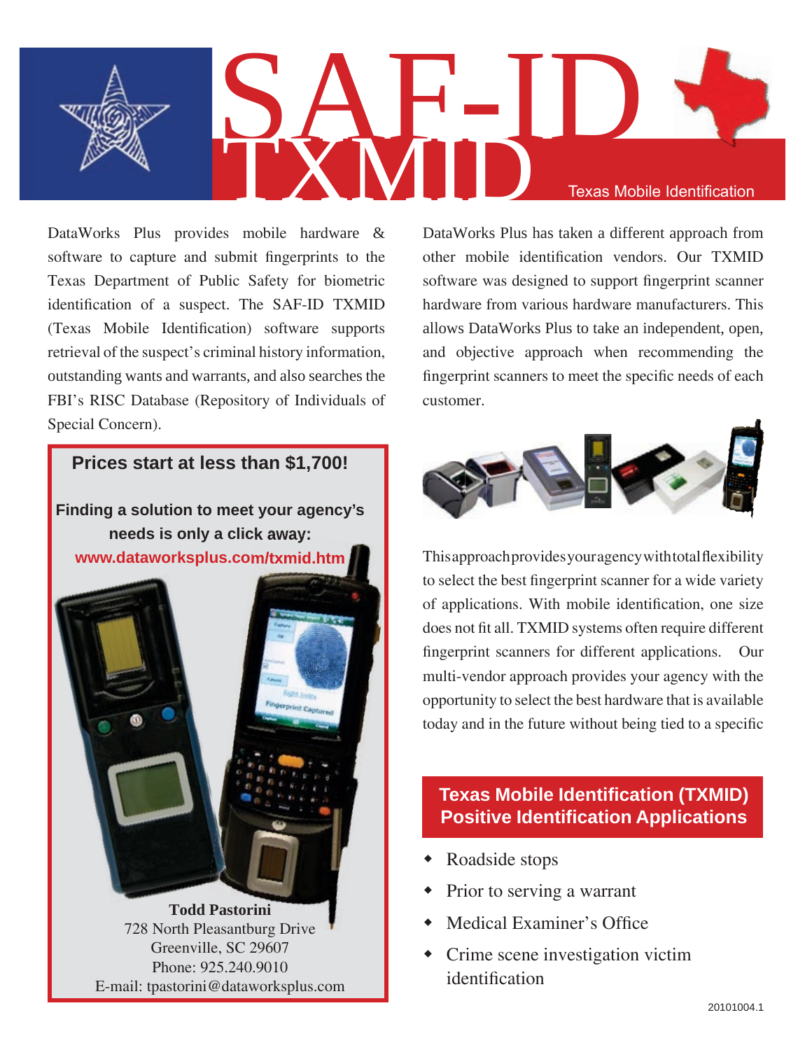# SAF-ID TXMID

Texas Mobile Identification

DataWorks Plus provides mobile hardware & software to capture and submit fingerprints to the Texas Department of Public Safety for biometric identification of a suspect. The SAF-ID TXMID (Texas Mobile Identification) software supports retrieval of the suspect's criminal history information, outstanding wants and warrants, and also searches the FBI's RISC Database (Repository of Individuals of Special Concern).

**Prices start at less than $1,700!**

**Finding a solution to meet your agency's needs is only a click away:**
**www.dataworksplus.com/txmid.htm**

**Todd Pastorini**
728 North Pleasantburg Drive
Greenville, SC 29607
Phone: 925.240.9010
E-mail: tpastorini@dataworksplus.com

DataWorks Plus has taken a different approach from other mobile identification vendors. Our TXMID software was designed to support fingerprint scanner hardware from various hardware manufacturers. This allows DataWorks Plus to take an independent, open, and objective approach when recommending the fingerprint scanners to meet the specific needs of each customer.

This approach provides your agency with total flexibility to select the best fingerprint scanner for a wide variety of applications. With mobile identification, one size does not fit all. TXMID systems often require different fingerprint scanners for different applications. Our multi-vendor approach provides your agency with the opportunity to select the best hardware that is available today and in the future without being tied to a specific

## Texas Mobile Identification (TXMID) Positive Identification Applications

- Roadside stops
- Prior to serving a warrant
- Medical Examiner's Office
- Crime scene investigation victim identification

20101004.1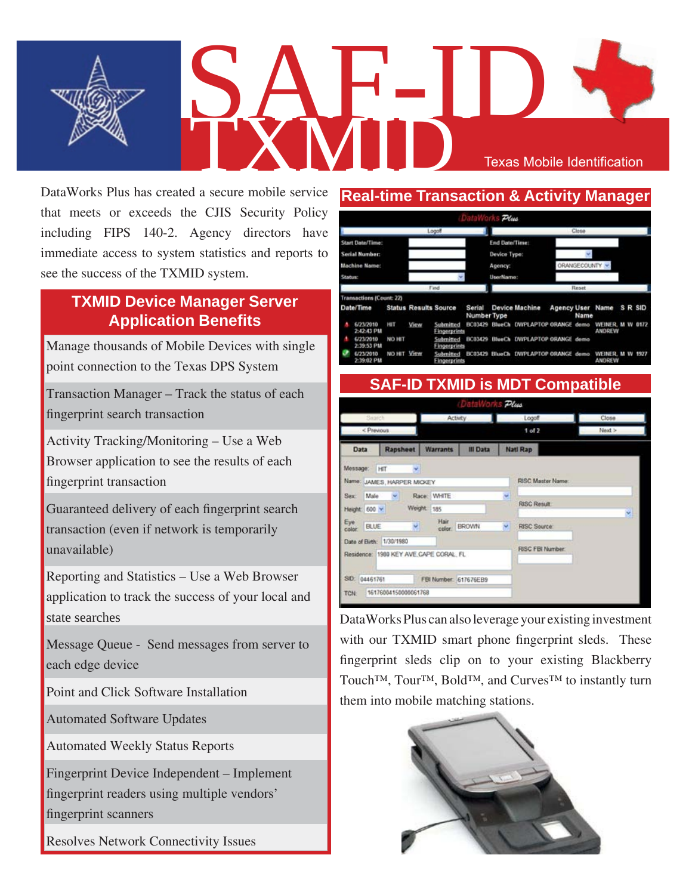# SAF-ID TXMID

Texas Mobile Identification

DataWorks Plus has created a secure mobile service that meets or exceeds the CJIS Security Policy including FIPS 140-2. Agency directors have immediate access to system statistics and reports to see the success of the TXMID system.

## TXMID Device Manager Server Application Benefits

- Manage thousands of Mobile Devices with single point connection to the Texas DPS System
- Transaction Manager – Track the status of each fingerprint search transaction
- Activity Tracking/Monitoring – Use a Web Browser application to see the results of each fingerprint transaction
- Guaranteed delivery of each fingerprint search transaction (even if network is temporarily unavailable)
- Reporting and Statistics – Use a Web Browser application to track the success of your local and state searches
- Message Queue - Send messages from server to each edge device
- Point and Click Software Installation
- Automated Software Updates
- Automated Weekly Status Reports
- Fingerprint Device Independent – Implement fingerprint readers using multiple vendors' fingerprint scanners
- Resolves Network Connectivity Issues

## Real-time Transaction & Activity Manager

## SAF-ID TXMID is MDT Compatible

DataWorks Plus can also leverage your existing investment with our TXMID smart phone fingerprint sleds. These fingerprint sleds clip on to your existing Blackberry Touch™, Tour™, Bold™, and Curves™ to instantly turn them into mobile matching stations.